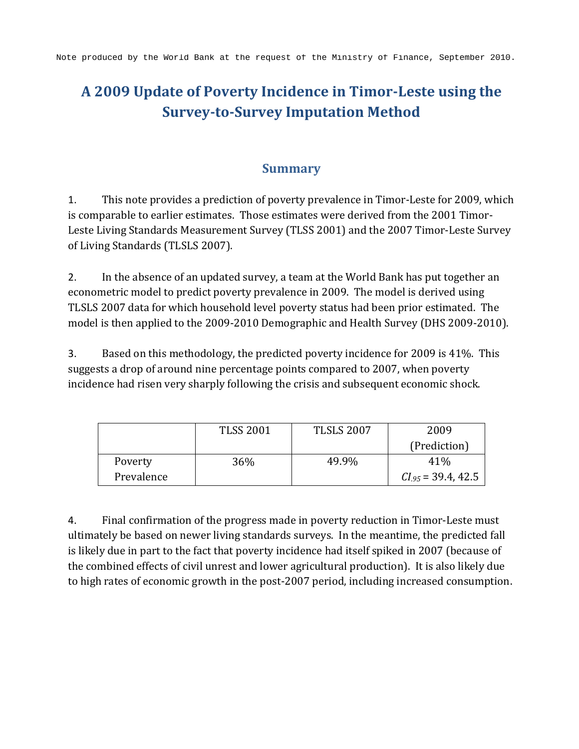Note produced by the World Bank at the request of the Ministry of Finance, September 2010.

# A 2009 Update of Poverty Incidence in Timor-Leste using the Survey-to-Survey Imputation Method

## Summary

1. This note provides a prediction of poverty prevalence in Timor-Leste for 2009, which is comparable to earlier estimates. Those estimates were derived from the 2001 Timor-Leste Living Standards Measurement Survey (TLSS 2001) and the 2007 Timor-Leste Survey of Living Standards (TLSLS 2007).

2. In the absence of an updated survey, a team at the World Bank has put together an econometric model to predict poverty prevalence in 2009. The model is derived using TLSLS 2007 data for which household level poverty status had been prior estimated. The model is then applied to the 2009-2010 Demographic and Health Survey (DHS 2009-2010).

3. Based on this methodology, the predicted poverty incidence for 2009 is 41%. This suggests a drop of around nine percentage points compared to 2007, when poverty incidence had risen very sharply following the crisis and subsequent economic shock.

| | TLSS 2001 | TLSLS 2007 | 2009 (Prediction) |
|---|---|---|---|
| Poverty Prevalence | 36% | 49.9% | 41% $CI_{.95}$ = 39.4, 42.5 |

4. Final confirmation of the progress made in poverty reduction in Timor-Leste must ultimately be based on newer living standards surveys. In the meantime, the predicted fall is likely due in part to the fact that poverty incidence had itself spiked in 2007 (because of the combined effects of civil unrest and lower agricultural production). It is also likely due to high rates of economic growth in the post-2007 period, including increased consumption.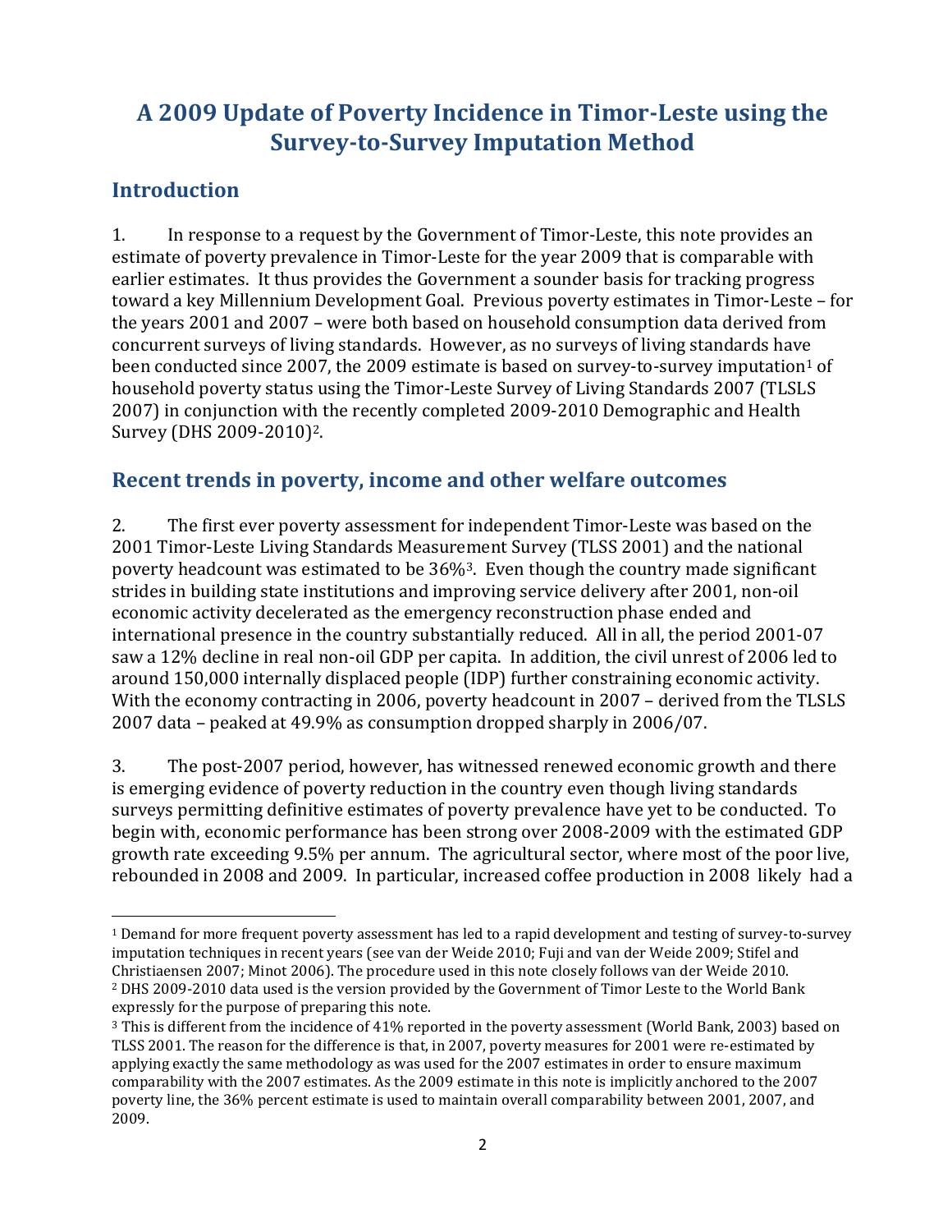# A 2009 Update of Poverty Incidence in Timor-Leste using the Survey-to-Survey Imputation Method

## Introduction

1. In response to a request by the Government of Timor-Leste, this note provides an estimate of poverty prevalence in Timor-Leste for the year 2009 that is comparable with earlier estimates. It thus provides the Government a sounder basis for tracking progress toward a key Millennium Development Goal. Previous poverty estimates in Timor-Leste – for the years 2001 and 2007 – were both based on household consumption data derived from concurrent surveys of living standards. However, as no surveys of living standards have been conducted since 2007, the 2009 estimate is based on survey-to-survey imputation[1] of household poverty status using the Timor-Leste Survey of Living Standards 2007 (TLSLS 2007) in conjunction with the recently completed 2009-2010 Demographic and Health Survey (DHS 2009-2010)[2].

## Recent trends in poverty, income and other welfare outcomes

2. The first ever poverty assessment for independent Timor-Leste was based on the 2001 Timor-Leste Living Standards Measurement Survey (TLSS 2001) and the national poverty headcount was estimated to be 36%[3]. Even though the country made significant strides in building state institutions and improving service delivery after 2001, non-oil economic activity decelerated as the emergency reconstruction phase ended and international presence in the country substantially reduced. All in all, the period 2001-07 saw a 12% decline in real non-oil GDP per capita. In addition, the civil unrest of 2006 led to around 150,000 internally displaced people (IDP) further constraining economic activity. With the economy contracting in 2006, poverty headcount in 2007 – derived from the TLSLS 2007 data – peaked at 49.9% as consumption dropped sharply in 2006/07.

3. The post-2007 period, however, has witnessed renewed economic growth and there is emerging evidence of poverty reduction in the country even though living standards surveys permitting definitive estimates of poverty prevalence have yet to be conducted. To begin with, economic performance has been strong over 2008-2009 with the estimated GDP growth rate exceeding 9.5% per annum. The agricultural sector, where most of the poor live, rebounded in 2008 and 2009. In particular, increased coffee production in 2008 likely had a

[1] Demand for more frequent poverty assessment has led to a rapid development and testing of survey-to-survey imputation techniques in recent years (see van der Weide 2010; Fuji and van der Weide 2009; Stifel and Christiaensen 2007; Minot 2006). The procedure used in this note closely follows van der Weide 2010.

[2] DHS 2009-2010 data used is the version provided by the Government of Timor Leste to the World Bank expressly for the purpose of preparing this note.

[3] This is different from the incidence of 41% reported in the poverty assessment (World Bank, 2003) based on TLSS 2001. The reason for the difference is that, in 2007, poverty measures for 2001 were re-estimated by applying exactly the same methodology as was used for the 2007 estimates in order to ensure maximum comparability with the 2007 estimates. As the 2009 estimate in this note is implicitly anchored to the 2007 poverty line, the 36% percent estimate is used to maintain overall comparability between 2001, 2007, and 2009.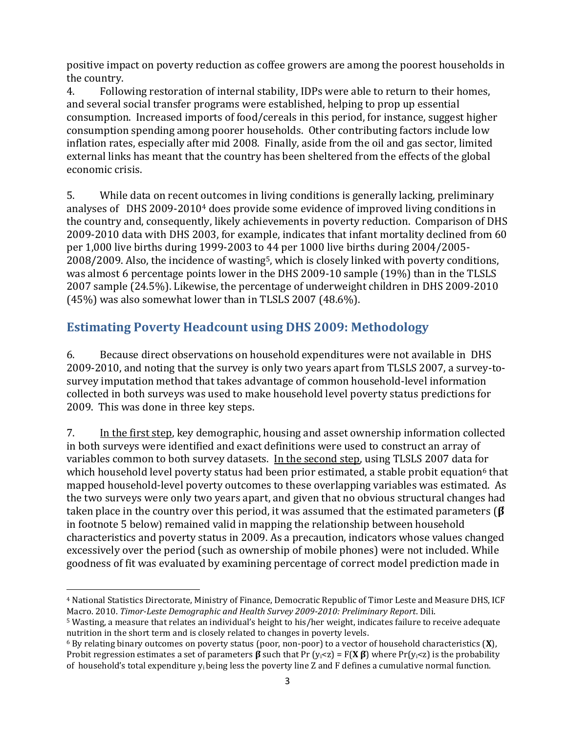positive impact on poverty reduction as coffee growers are among the poorest households in the country.

4. Following restoration of internal stability, IDPs were able to return to their homes, and several social transfer programs were established, helping to prop up essential consumption. Increased imports of food/cereals in this period, for instance, suggest higher consumption spending among poorer households. Other contributing factors include low inflation rates, especially after mid 2008. Finally, aside from the oil and gas sector, limited external links has meant that the country has been sheltered from the effects of the global economic crisis.

5. While data on recent outcomes in living conditions is generally lacking, preliminary analyses of DHS 2009-2010[4] does provide some evidence of improved living conditions in the country and, consequently, likely achievements in poverty reduction. Comparison of DHS 2009-2010 data with DHS 2003, for example, indicates that infant mortality declined from 60 per 1,000 live births during 1999-2003 to 44 per 1000 live births during 2004/2005-2008/2009. Also, the incidence of wasting[5], which is closely linked with poverty conditions, was almost 6 percentage points lower in the DHS 2009-10 sample (19%) than in the TLSLS 2007 sample (24.5%). Likewise, the percentage of underweight children in DHS 2009-2010 (45%) was also somewhat lower than in TLSLS 2007 (48.6%).

## Estimating Poverty Headcount using DHS 2009: Methodology

6. Because direct observations on household expenditures were not available in DHS 2009-2010, and noting that the survey is only two years apart from TLSLS 2007, a survey-to-survey imputation method that takes advantage of common household-level information collected in both surveys was used to make household level poverty status predictions for 2009. This was done in three key steps.

7. In the first step, key demographic, housing and asset ownership information collected in both surveys were identified and exact definitions were used to construct an array of variables common to both survey datasets. In the second step, using TLSLS 2007 data for which household level poverty status had been prior estimated, a stable probit equation[6] that mapped household-level poverty outcomes to these overlapping variables was estimated. As the two surveys were only two years apart, and given that no obvious structural changes had taken place in the country over this period, it was assumed that the estimated parameters (**β** in footnote 5 below) remained valid in mapping the relationship between household characteristics and poverty status in 2009. As a precaution, indicators whose values changed excessively over the period (such as ownership of mobile phones) were not included. While goodness of fit was evaluated by examining percentage of correct model prediction made in

---

[4] National Statistics Directorate, Ministry of Finance, Democratic Republic of Timor Leste and Measure DHS, ICF Macro. 2010. *Timor-Leste Demographic and Health Survey 2009-2010: Preliminary Report*. Dili.

[5] Wasting, a measure that relates an individual's height to his/her weight, indicates failure to receive adequate nutrition in the short term and is closely related to changes in poverty levels.

[6] By relating binary outcomes on poverty status (poor, non-poor) to a vector of household characteristics ($\mathbf{X}$), Probit regression estimates a set of parameters $\boldsymbol{\beta}$ such that $\Pr(y_i<z) = F(\mathbf{X}\,\boldsymbol{\beta})$ where $\Pr(y_i<z)$ is the probability of household's total expenditure $y_i$ being less the poverty line Z and F defines a cumulative normal function.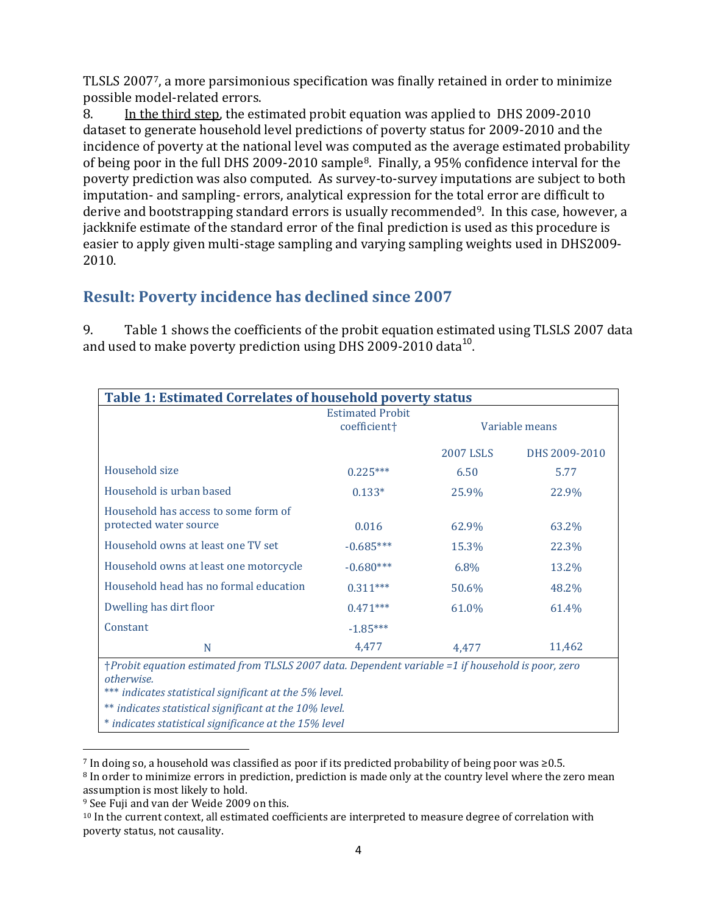TLSLS 2007[7], a more parsimonious specification was finally retained in order to minimize possible model-related errors.

8. In the third step, the estimated probit equation was applied to DHS 2009-2010 dataset to generate household level predictions of poverty status for 2009-2010 and the incidence of poverty at the national level was computed as the average estimated probability of being poor in the full DHS 2009-2010 sample[8]. Finally, a 95% confidence interval for the poverty prediction was also computed. As survey-to-survey imputations are subject to both imputation- and sampling- errors, analytical expression for the total error are difficult to derive and bootstrapping standard errors is usually recommended[9]. In this case, however, a jackknife estimate of the standard error of the final prediction is used as this procedure is easier to apply given multi-stage sampling and varying sampling weights used in DHS2009-2010.

## Result: Poverty incidence has declined since 2007

9. Table 1 shows the coefficients of the probit equation estimated using TLSLS 2007 data and used to make poverty prediction using DHS 2009-2010 data[10].

**Table 1: Estimated Correlates of household poverty status**

| | Estimated Probit coefficient† | Variable means | |
|---|---|---|---|
| | | 2007 LSLS | DHS 2009-2010 |
| Household size | 0.225*** | 6.50 | 5.77 |
| Household is urban based | 0.133* | 25.9% | 22.9% |
| Household has access to some form of protected water source | 0.016 | 62.9% | 63.2% |
| Household owns at least one TV set | -0.685*** | 15.3% | 22.3% |
| Household owns at least one motorcycle | -0.680*** | 6.8% | 13.2% |
| Household head has no formal education | 0.311*** | 50.6% | 48.2% |
| Dwelling has dirt floor | 0.471*** | 61.0% | 61.4% |
| Constant | -1.85*** | | |
| N | 4,477 | 4,477 | 11,462 |

*†Probit equation estimated from TLSLS 2007 data. Dependent variable =1 if household is poor, zero otherwise.*

**\*\*\* indicates statistical significant at the 5% level.*

*\*\* indicates statistical significant at the 10% level.*

*\* indicates statistical significance at the 15% level*

[7] In doing so, a household was classified as poor if its predicted probability of being poor was ≥0.5.

[8] In order to minimize errors in prediction, prediction is made only at the country level where the zero mean assumption is most likely to hold.

[9] See Fuji and van der Weide 2009 on this.

[10] In the current context, all estimated coefficients are interpreted to measure degree of correlation with poverty status, not causality.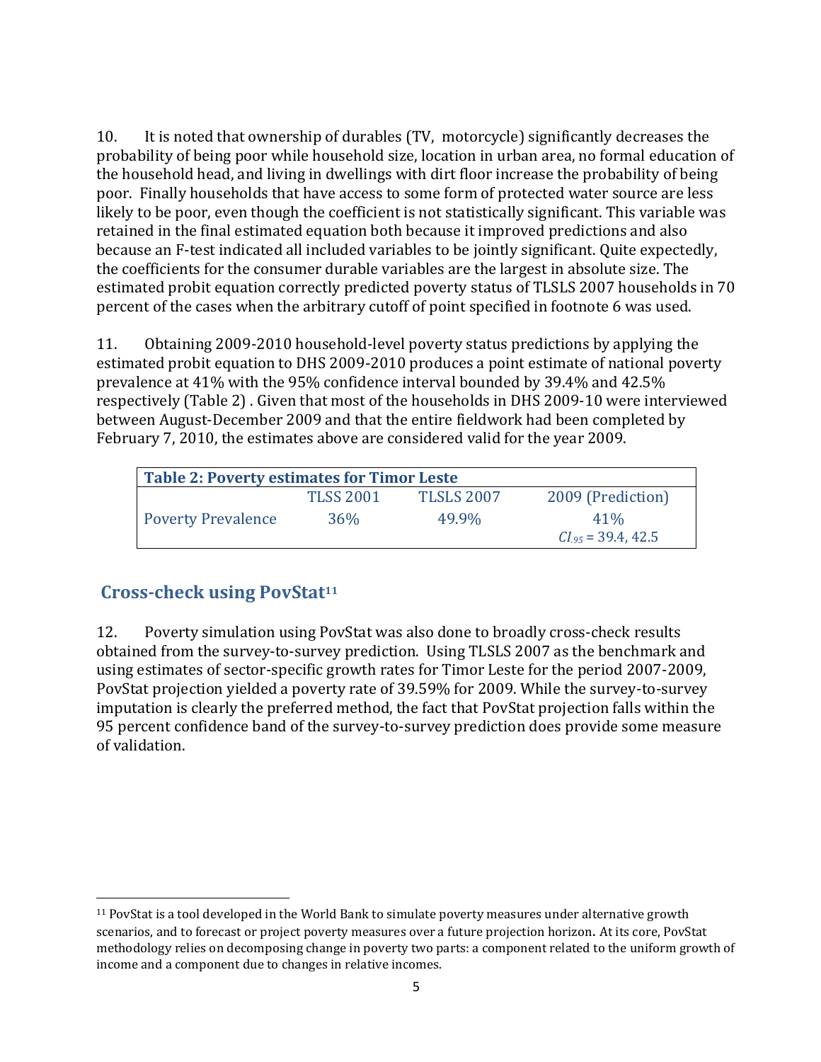10. It is noted that ownership of durables (TV, motorcycle) significantly decreases the probability of being poor while household size, location in urban area, no formal education of the household head, and living in dwellings with dirt floor increase the probability of being poor. Finally households that have access to some form of protected water source are less likely to be poor, even though the coefficient is not statistically significant. This variable was retained in the final estimated equation both because it improved predictions and also because an F-test indicated all included variables to be jointly significant. Quite expectedly, the coefficients for the consumer durable variables are the largest in absolute size. The estimated probit equation correctly predicted poverty status of TLSLS 2007 households in 70 percent of the cases when the arbitrary cutoff of point specified in footnote 6 was used.

11. Obtaining 2009-2010 household-level poverty status predictions by applying the estimated probit equation to DHS 2009-2010 produces a point estimate of national poverty prevalence at 41% with the 95% confidence interval bounded by 39.4% and 42.5% respectively (Table 2) . Given that most of the households in DHS 2009-10 were interviewed between August-December 2009 and that the entire fieldwork had been completed by February 7, 2010, the estimates above are considered valid for the year 2009.

**Table 2: Poverty estimates for Timor Leste**

| | TLSS 2001 | TLSLS 2007 | 2009 (Prediction) |
|---|---|---|---|
| Poverty Prevalence | 36% | 49.9% | 41% <br> $CI_{.95}$ = 39.4, 42.5 |

## Cross-check using PovStat[11]

12. Poverty simulation using PovStat was also done to broadly cross-check results obtained from the survey-to-survey prediction. Using TLSLS 2007 as the benchmark and using estimates of sector-specific growth rates for Timor Leste for the period 2007-2009, PovStat projection yielded a poverty rate of 39.59% for 2009. While the survey-to-survey imputation is clearly the preferred method, the fact that PovStat projection falls within the 95 percent confidence band of the survey-to-survey prediction does provide some measure of validation.

[11] PovStat is a tool developed in the World Bank to simulate poverty measures under alternative growth scenarios, and to forecast or project poverty measures over a future projection horizon. At its core, PovStat methodology relies on decomposing change in poverty two parts: a component related to the uniform growth of income and a component due to changes in relative incomes.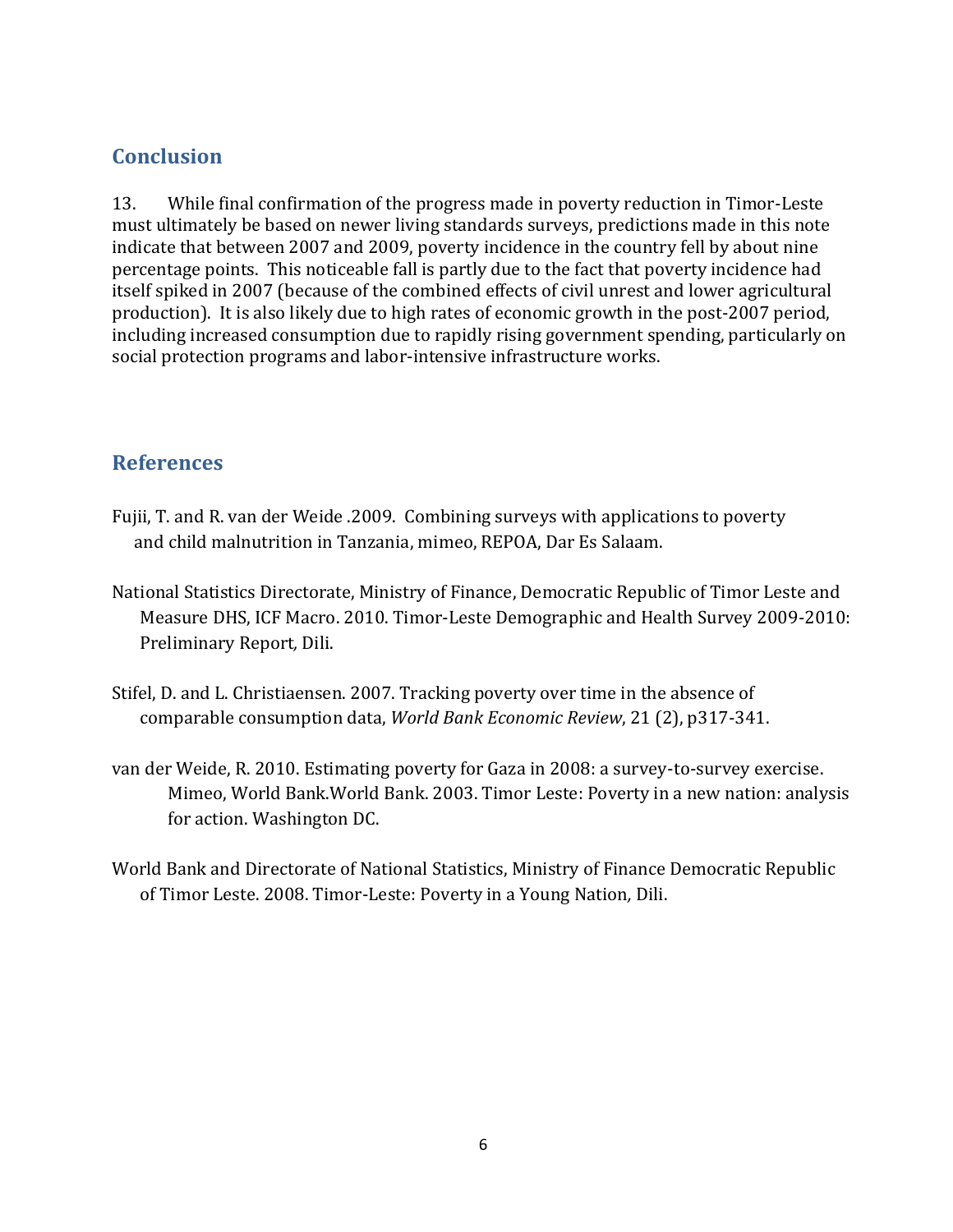## Conclusion

13. While final confirmation of the progress made in poverty reduction in Timor-Leste must ultimately be based on newer living standards surveys, predictions made in this note indicate that between 2007 and 2009, poverty incidence in the country fell by about nine percentage points. This noticeable fall is partly due to the fact that poverty incidence had itself spiked in 2007 (because of the combined effects of civil unrest and lower agricultural production). It is also likely due to high rates of economic growth in the post-2007 period, including increased consumption due to rapidly rising government spending, particularly on social protection programs and labor-intensive infrastructure works.

## References

Fujii, T. and R. van der Weide .2009. Combining surveys with applications to poverty and child malnutrition in Tanzania, mimeo, REPOA, Dar Es Salaam.

National Statistics Directorate, Ministry of Finance, Democratic Republic of Timor Leste and Measure DHS, ICF Macro. 2010. Timor-Leste Demographic and Health Survey 2009-2010: Preliminary Report, Dili.

Stifel, D. and L. Christiaensen. 2007. Tracking poverty over time in the absence of comparable consumption data, *World Bank Economic Review*, 21 (2), p317-341.

van der Weide, R. 2010. Estimating poverty for Gaza in 2008: a survey-to-survey exercise. Mimeo, World Bank.World Bank. 2003. Timor Leste: Poverty in a new nation: analysis for action. Washington DC.

World Bank and Directorate of National Statistics, Ministry of Finance Democratic Republic of Timor Leste. 2008. Timor-Leste: Poverty in a Young Nation, Dili.